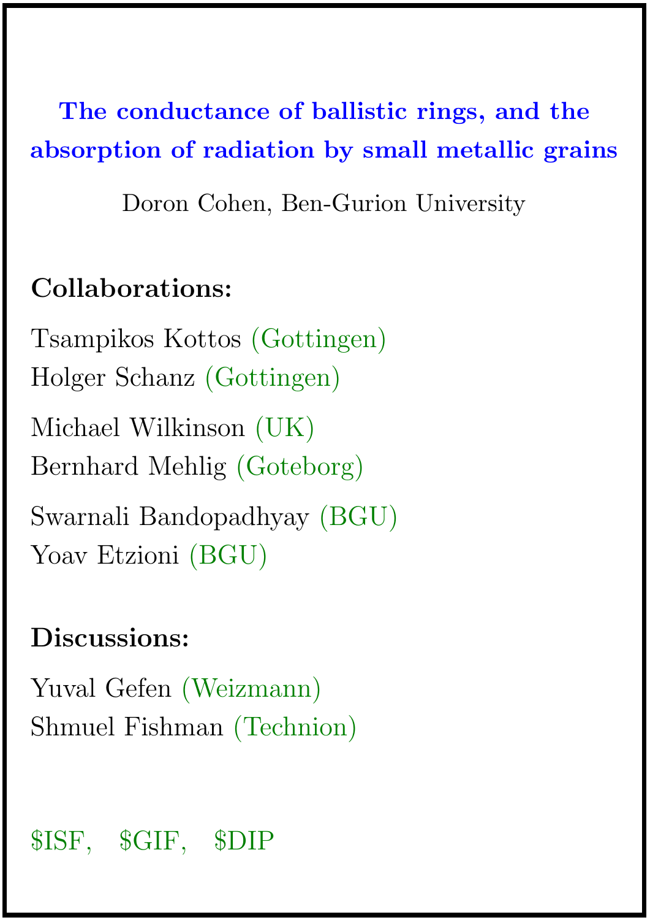# The conductance of ballistic rings, and the absorption of radiation by small metallic grains

Doron Cohen, Ben-Gurion University

**Collaborations:**

Tsampikos Kottos (Gottingen)
Holger Schanz (Gottingen)

Michael Wilkinson (UK)
Bernhard Mehlig (Goteborg)

Swarnali Bandopadhyay (BGU)
Yoav Etzioni (BGU)

**Discussions:**

Yuval Gefen (Weizmann)
Shmuel Fishman (Technion)

$ISF, $GIF, $DIP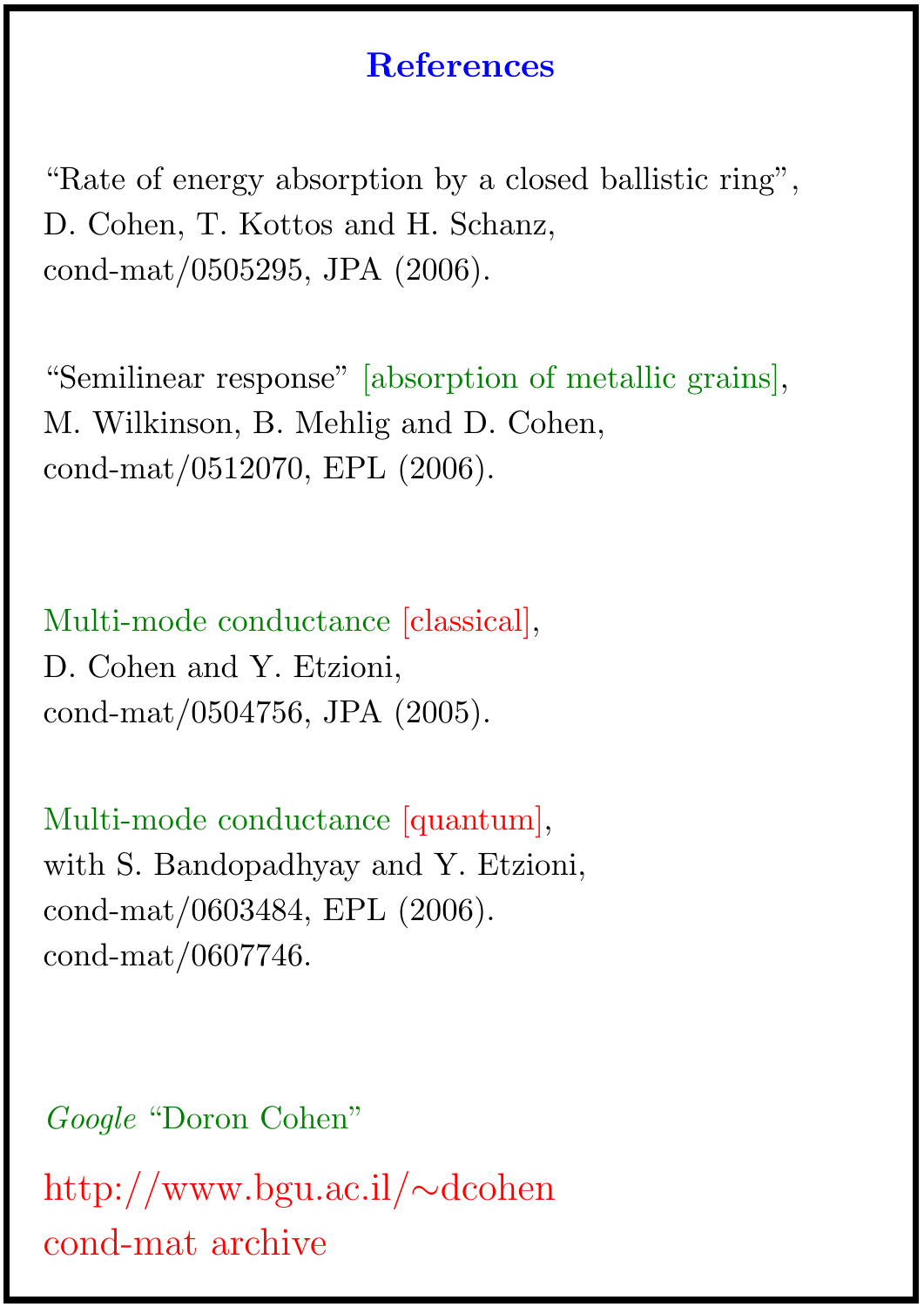# References

"Rate of energy absorption by a closed ballistic ring",
D. Cohen, T. Kottos and H. Schanz,
cond-mat/0505295, JPA (2006).

"Semilinear response" [absorption of metallic grains],
M. Wilkinson, B. Mehlig and D. Cohen,
cond-mat/0512070, EPL (2006).

Multi-mode conductance [classical],
D. Cohen and Y. Etzioni,
cond-mat/0504756, JPA (2005).

Multi-mode conductance [quantum],
with S. Bandopadhyay and Y. Etzioni,
cond-mat/0603484, EPL (2006).
cond-mat/0607746.

*Google* "Doron Cohen"

http://www.bgu.ac.il/~dcohen
cond-mat archive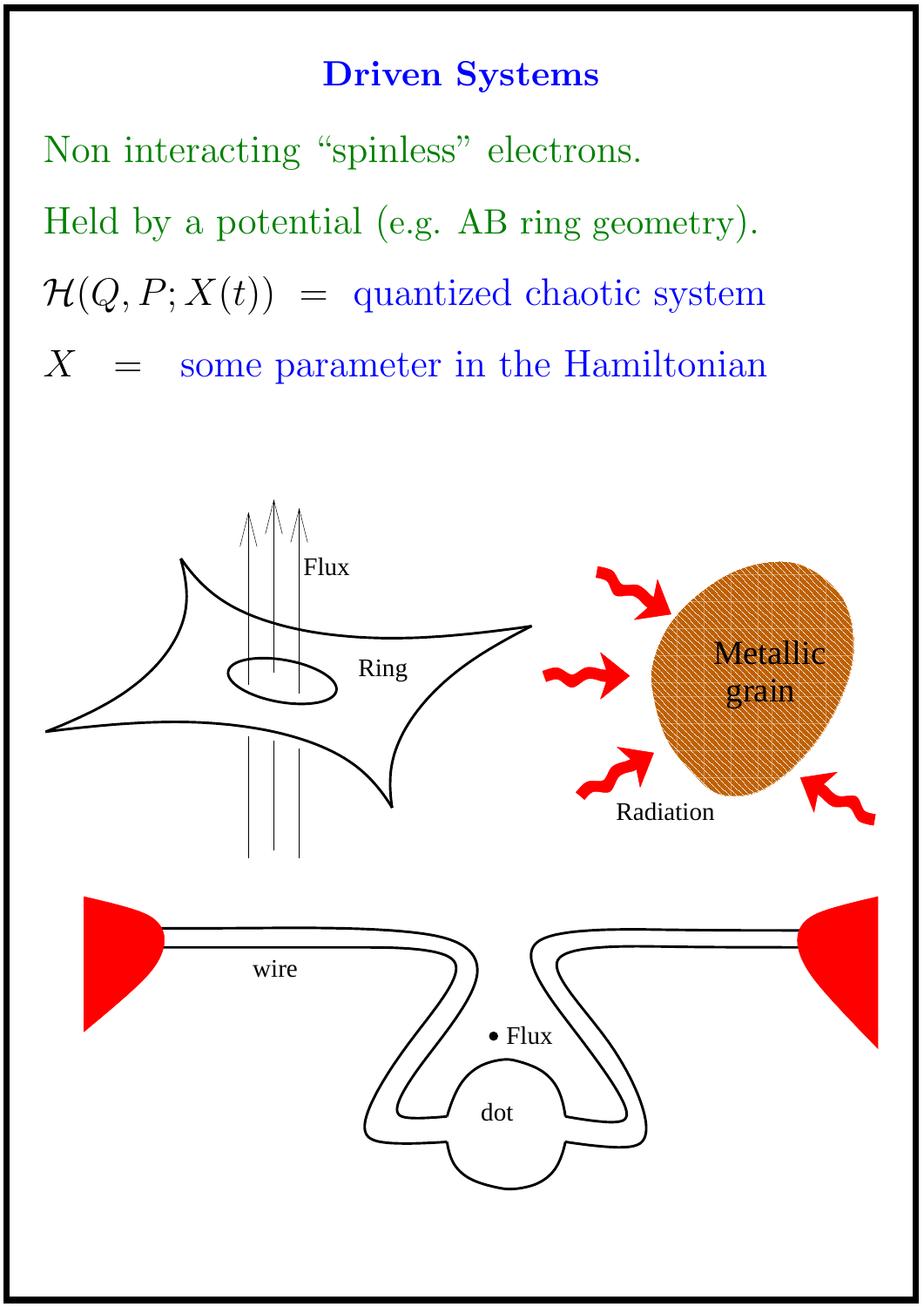# Driven Systems

Non interacting "spinless" electrons.

Held by a potential (e.g. AB ring geometry).

$\mathcal{H}(Q, P; X(t))$ = quantized chaotic system

$X$ = some parameter in the Hamiltonian

Flux

Ring

Metallic grain

Radiation

wire

Flux

dot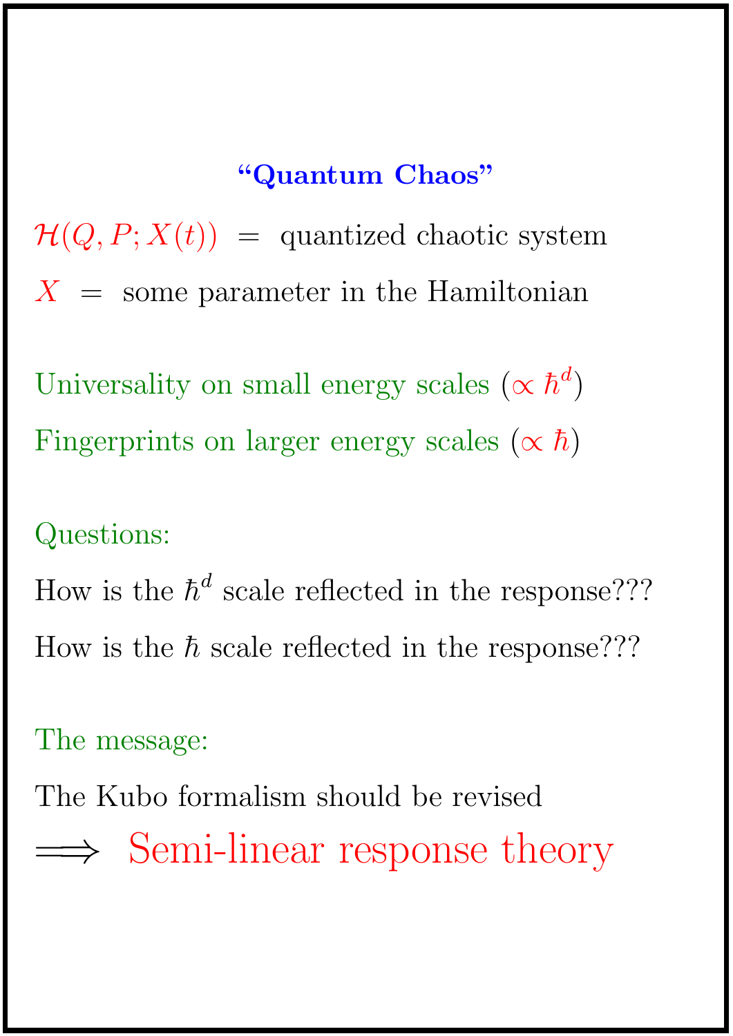## "Quantum Chaos"

$\mathcal{H}(Q, P; X(t))$ = quantized chaotic system

$X$ = some parameter in the Hamiltonian

Universality on small energy scales ($\propto \hbar^d$)

Fingerprints on larger energy scales ($\propto \hbar$)

Questions:

How is the $\hbar^d$ scale reflected in the response???

How is the $\hbar$ scale reflected in the response???

The message:

The Kubo formalism should be revised

$\Longrightarrow$ Semi-linear response theory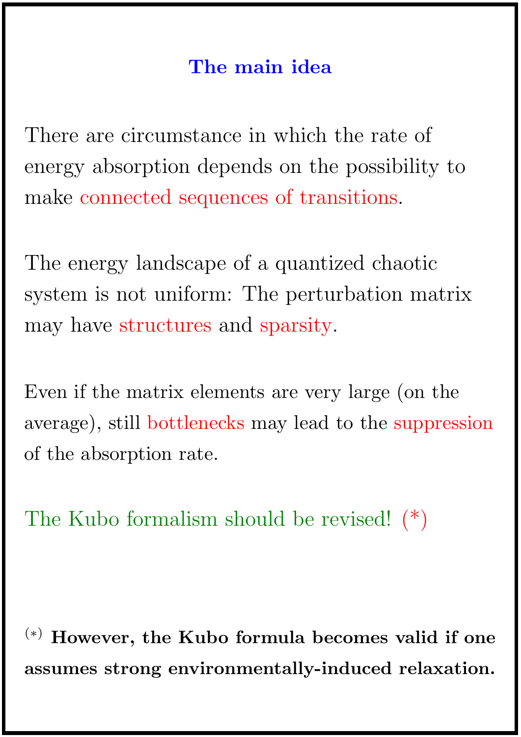## The main idea

There are circumstance in which the rate of energy absorption depends on the possibility to make connected sequences of transitions.

The energy landscape of a quantized chaotic system is not uniform: The perturbation matrix may have structures and sparsity.

Even if the matrix elements are very large (on the average), still bottlenecks may lead to the suppression of the absorption rate.

The Kubo formalism should be revised! (*)

(*) **However, the Kubo formula becomes valid if one assumes strong environmentally-induced relaxation.**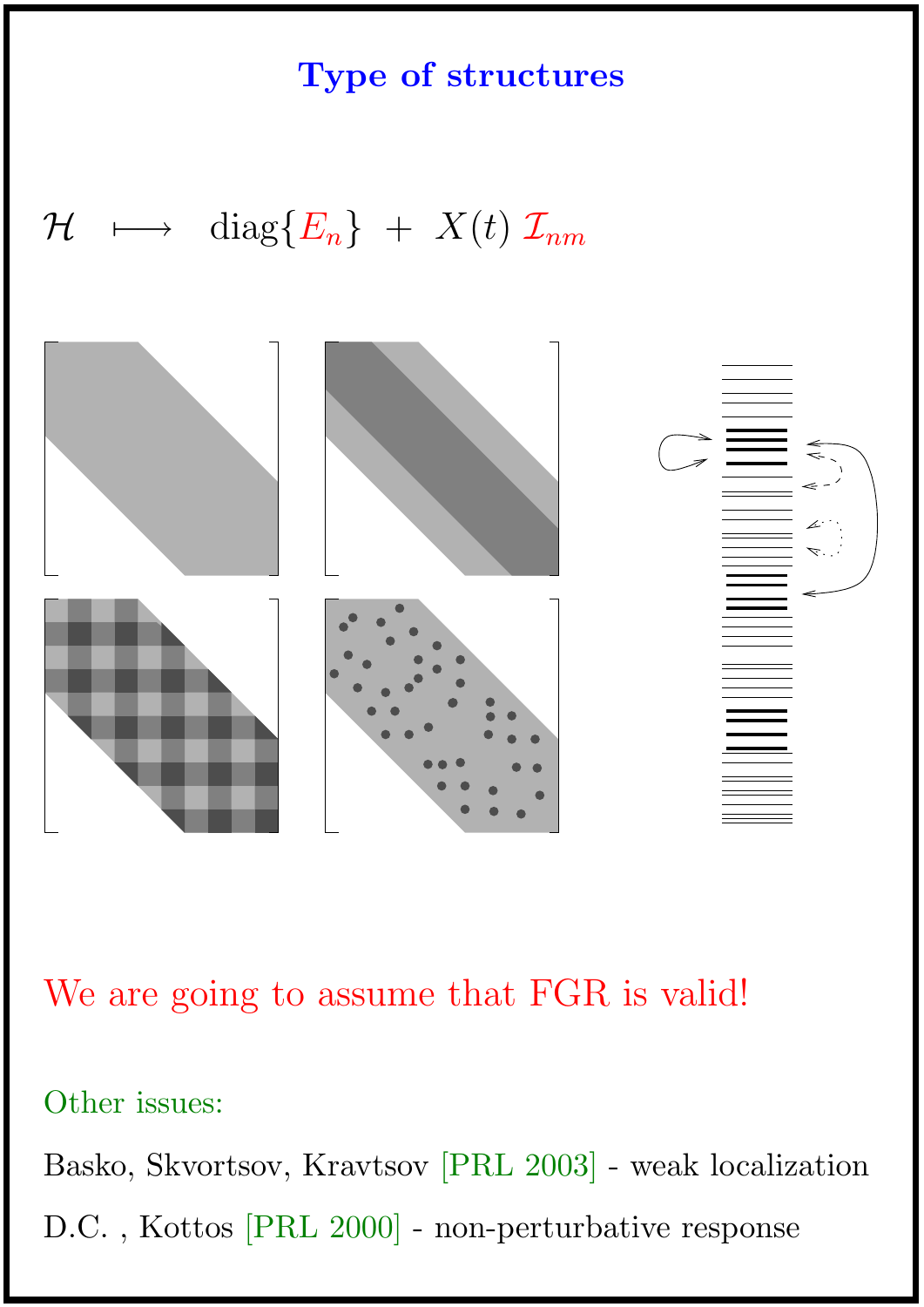# Type of structures

$$\mathcal{H} \quad \longmapsto \quad \text{diag}\{E_n\} \; + \; X(t)\, \mathcal{I}_{nm}$$

We are going to assume that FGR is valid!

Other issues:

Basko, Skvortsov, Kravtsov [PRL 2003] - weak localization

D.C. , Kottos [PRL 2000] - non-perturbative response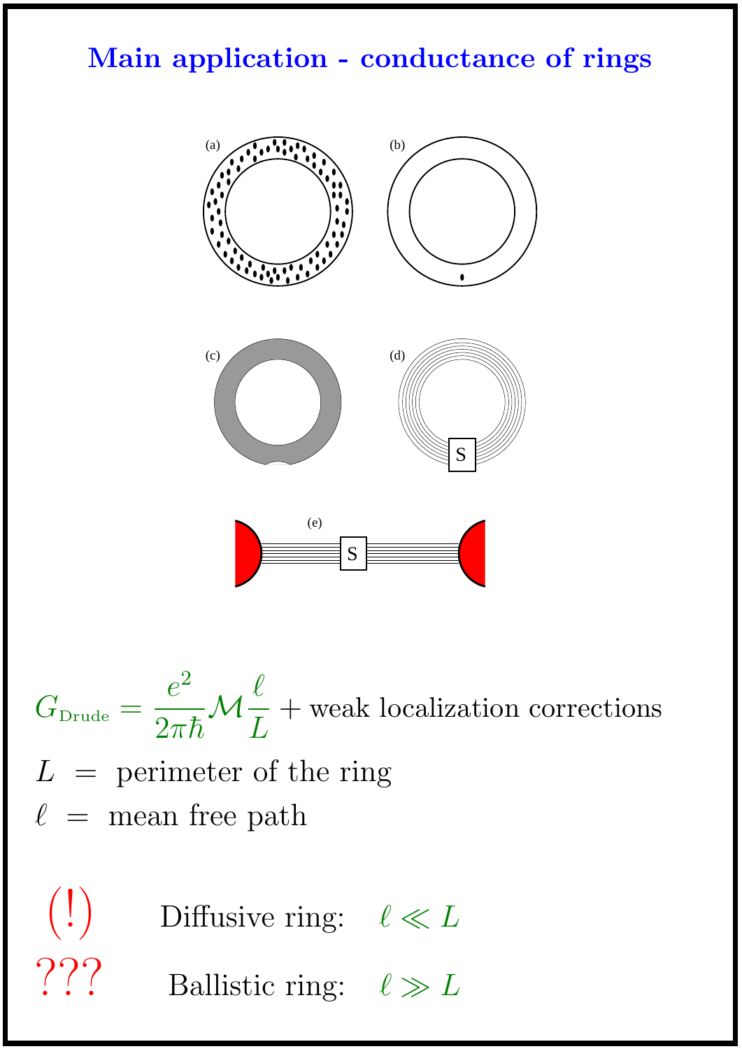# Main application - conductance of rings

(a) (b)

(c) (d) S

(e) S

$$G_{\text{Drude}} = \frac{e^2}{2\pi\hbar}\mathcal{M}\frac{\ell}{L} + \text{weak localization corrections}$$

$L$ = perimeter of the ring

$\ell$ = mean free path

(!) Diffusive ring: $\ell \ll L$

??? Ballistic ring: $\ell \gg L$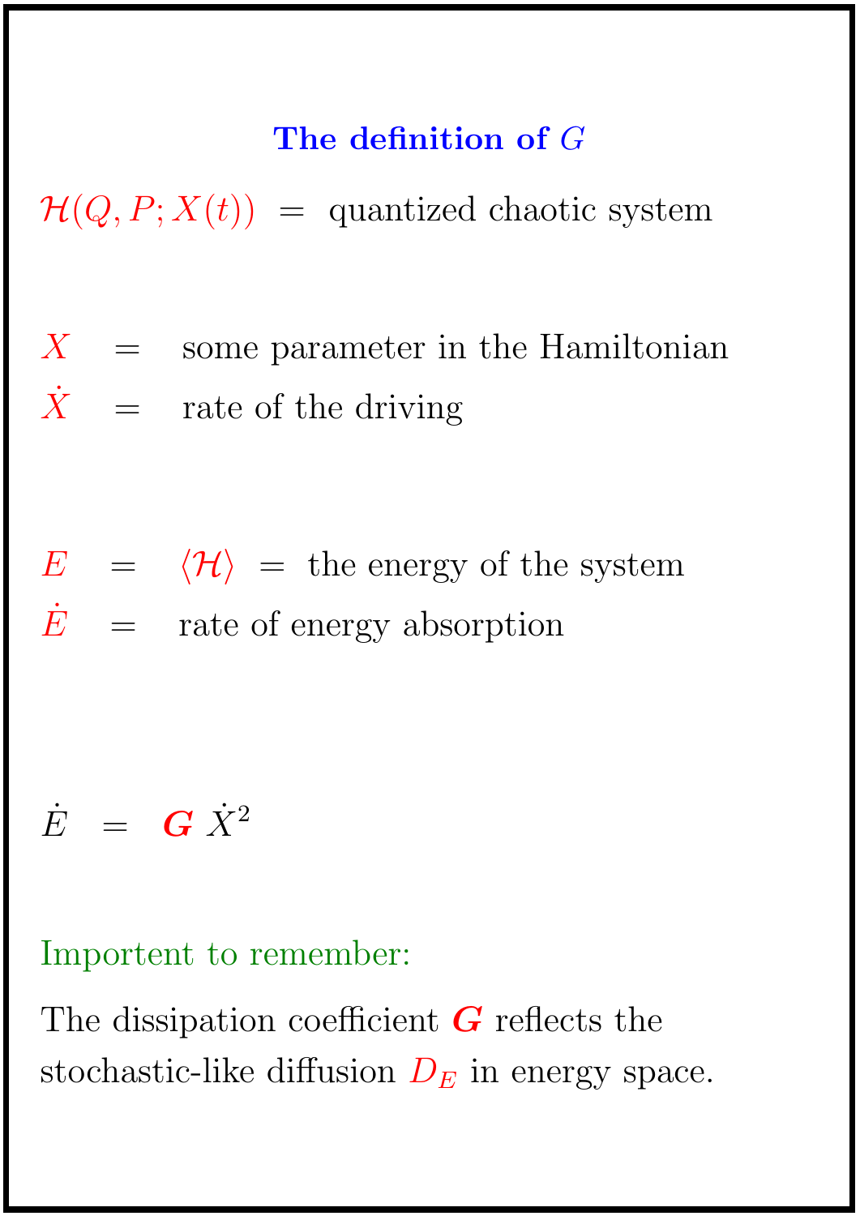## The definition of $G$

$\mathcal{H}(Q, P; X(t))$ = quantized chaotic system

$X$ = some parameter in the Hamiltonian

$\dot{X}$ = rate of the driving

$E$ = $\langle \mathcal{H} \rangle$ = the energy of the system

$\dot{E}$ = rate of energy absorption

$$\dot{E} = \boldsymbol{G} \, \dot{X}^2$$

Importent to remember:

The dissipation coefficient $\boldsymbol{G}$ reflects the stochastic-like diffusion $D_E$ in energy space.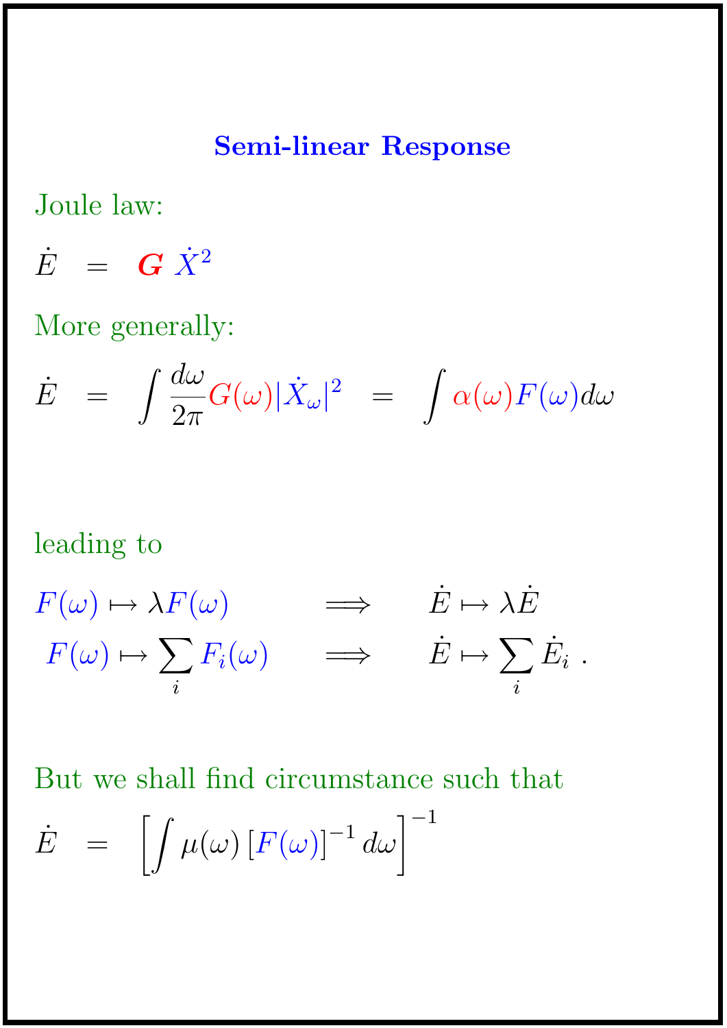## Semi-linear Response

Joule law:

$$\dot{E} \;=\; \boldsymbol{G}\,\dot{X}^2$$

More generally:

$$\dot{E} \;=\; \int \frac{d\omega}{2\pi} G(\omega) |\dot{X}_\omega|^2 \;=\; \int \alpha(\omega) F(\omega) d\omega$$

leading to

$$F(\omega) \mapsto \lambda F(\omega) \qquad \Longrightarrow \qquad \dot{E} \mapsto \lambda \dot{E}$$

$$F(\omega) \mapsto \sum_i F_i(\omega) \qquad \Longrightarrow \qquad \dot{E} \mapsto \sum_i \dot{E}_i \;.$$

But we shall find circumstance such that

$$\dot{E} \;=\; \left[ \int \mu(\omega) \left[ F(\omega) \right]^{-1} d\omega \right]^{-1}$$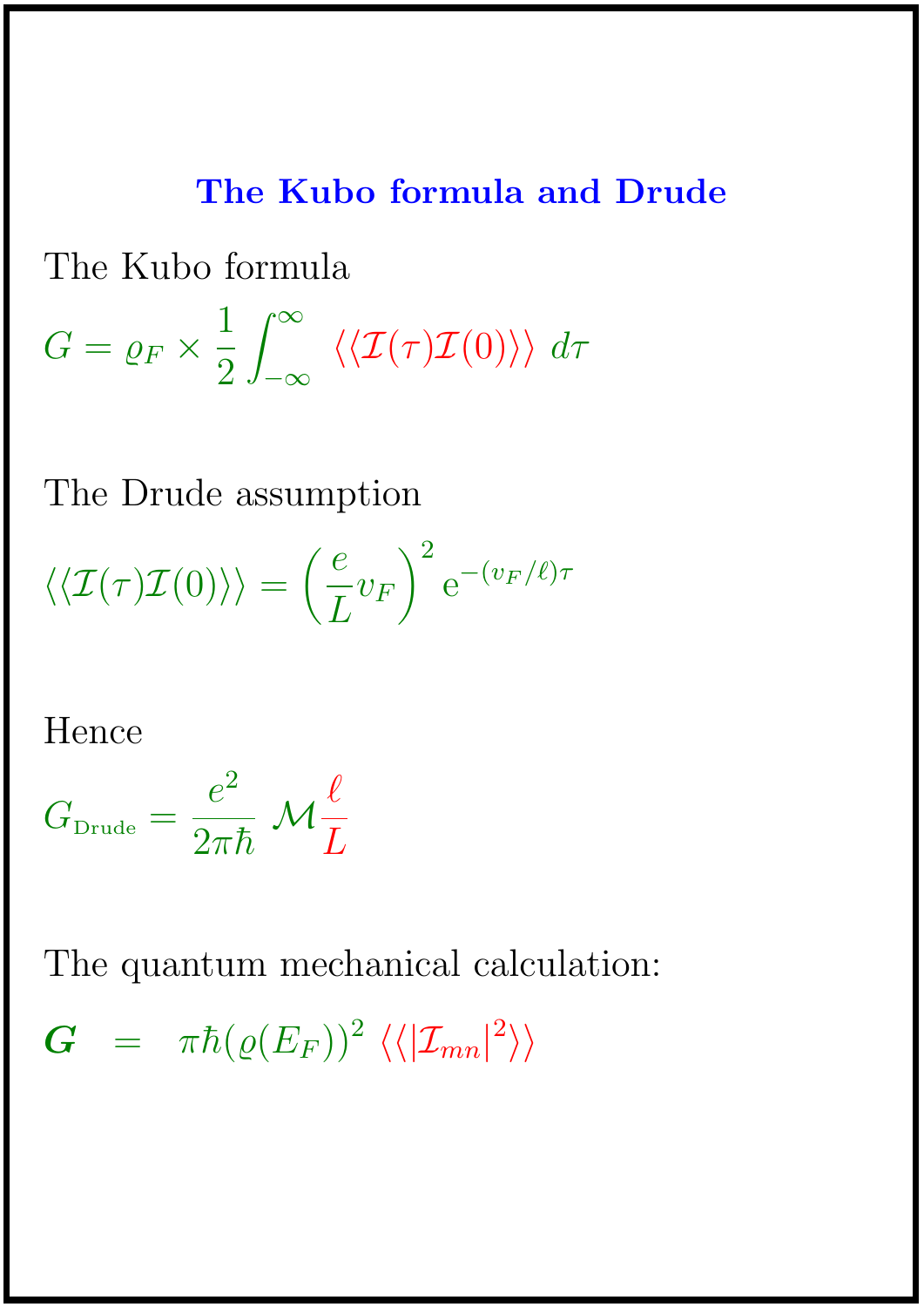## The Kubo formula and Drude

The Kubo formula

$$G = \varrho_F \times \frac{1}{2}\int_{-\infty}^{\infty} \langle\langle \mathcal{I}(\tau)\mathcal{I}(0)\rangle\rangle \, d\tau$$

The Drude assumption

$$\langle\langle \mathcal{I}(\tau)\mathcal{I}(0)\rangle\rangle = \left(\frac{e}{L}v_F\right)^2 \mathrm{e}^{-(v_F/\ell)\tau}$$

Hence

$$G_{\text{Drude}} = \frac{e^2}{2\pi\hbar} \, \mathcal{M}\frac{\ell}{L}$$

The quantum mechanical calculation:

$$\boldsymbol{G} \;\; = \;\; \pi\hbar(\varrho(E_F))^2 \, \langle\langle |\mathcal{I}_{mn}|^2 \rangle\rangle$$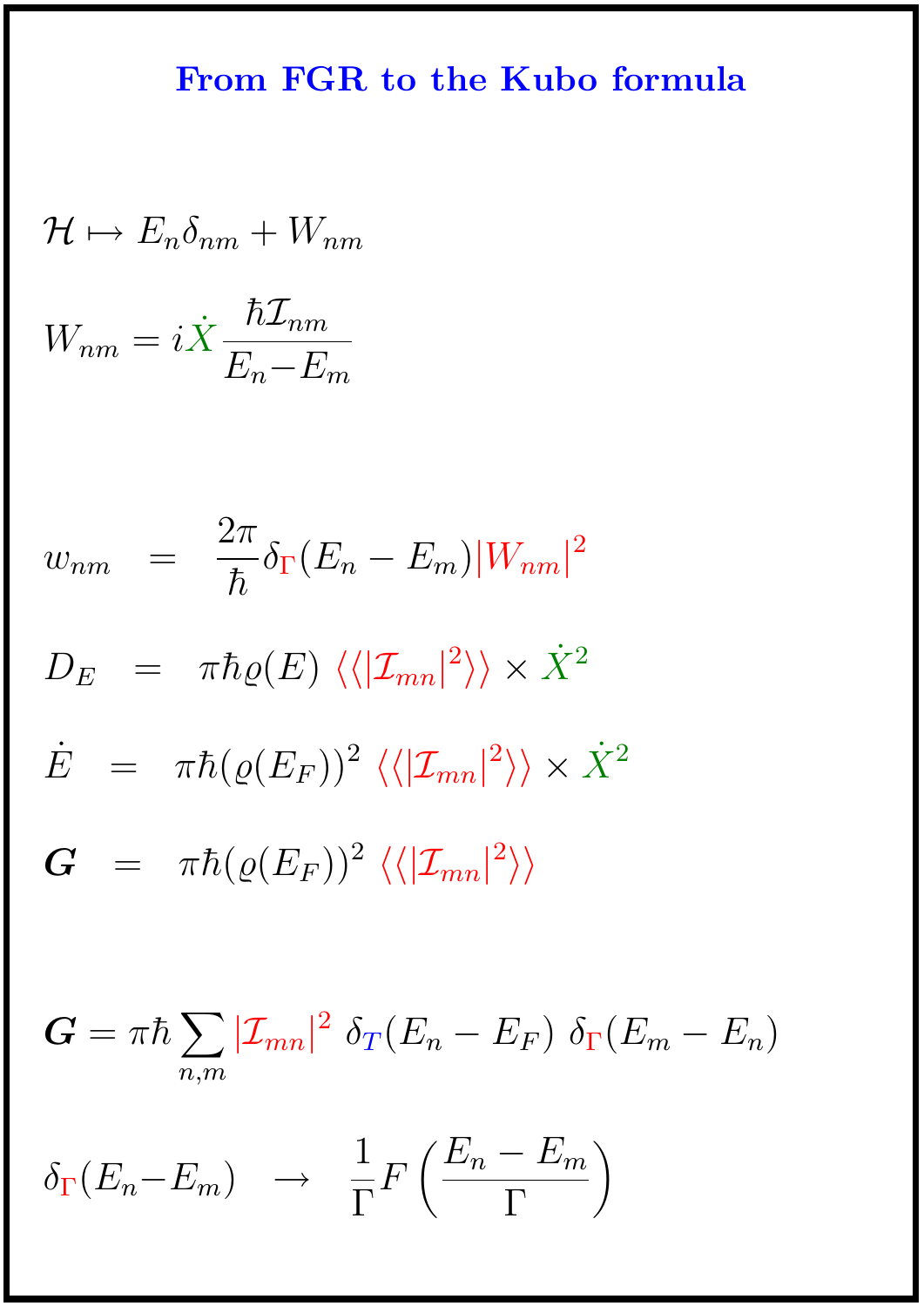## From FGR to the Kubo formula

$$\mathcal{H} \mapsto E_n \delta_{nm} + W_{nm}$$

$$W_{nm} = i\dot{X}\frac{\hbar \mathcal{I}_{nm}}{E_n - E_m}$$

$$w_{nm} = \frac{2\pi}{\hbar}\delta_{\Gamma}(E_n - E_m)|W_{nm}|^2$$

$$D_E = \pi\hbar\varrho(E) \, \langle\langle|\mathcal{I}_{mn}|^2\rangle\rangle \times \dot{X}^2$$

$$\dot{E} = \pi\hbar(\varrho(E_F))^2 \, \langle\langle|\mathcal{I}_{mn}|^2\rangle\rangle \times \dot{X}^2$$

$$\boldsymbol{G} = \pi\hbar(\varrho(E_F))^2 \, \langle\langle|\mathcal{I}_{mn}|^2\rangle\rangle$$

$$\boldsymbol{G} = \pi\hbar\sum_{n,m}|\mathcal{I}_{mn}|^2 \; \delta_T(E_n - E_F) \; \delta_{\Gamma}(E_m - E_n)$$

$$\delta_{\Gamma}(E_n - E_m) \quad \rightarrow \quad \frac{1}{\Gamma}F\left(\frac{E_n - E_m}{\Gamma}\right)$$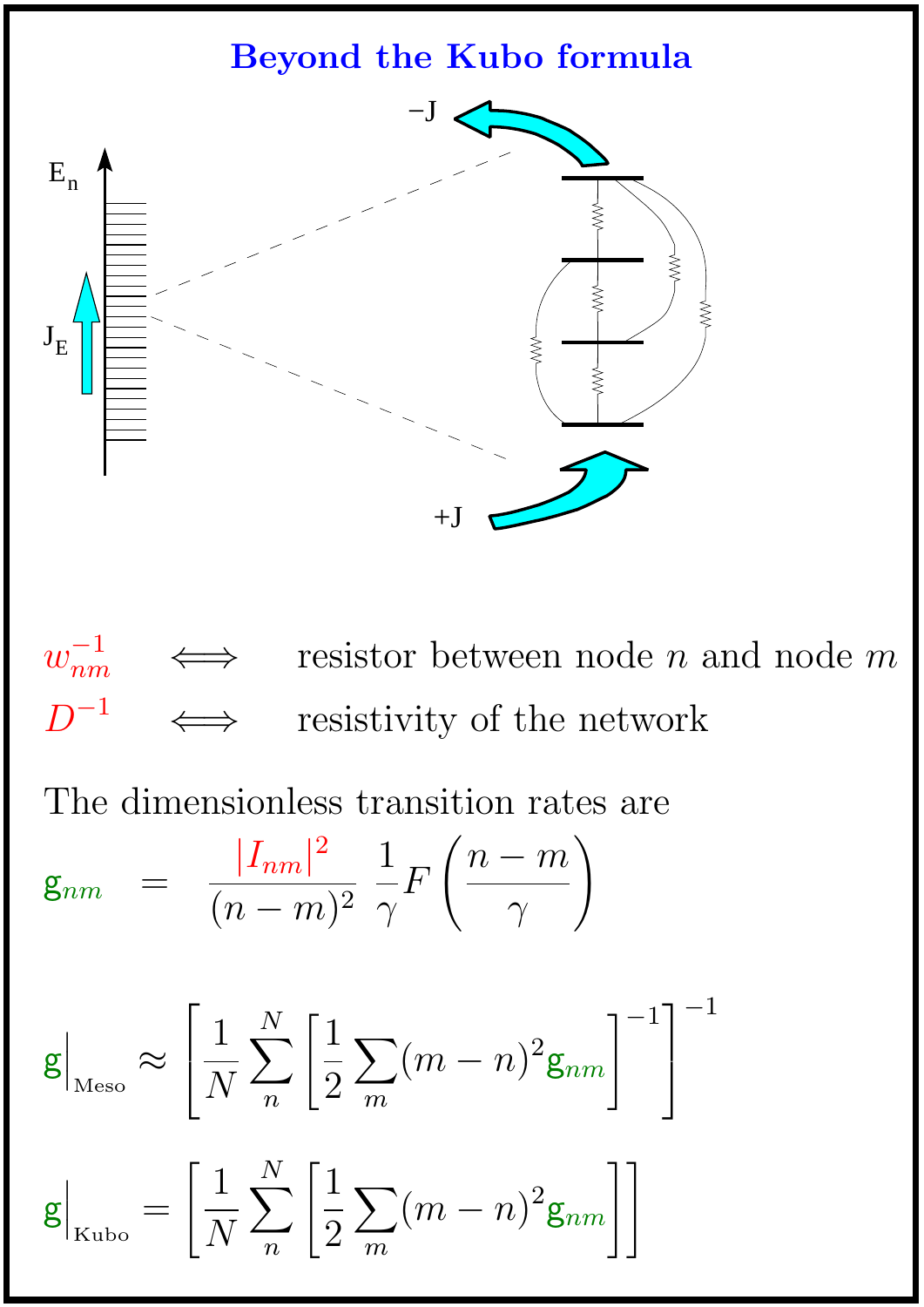# Beyond the Kubo formula

$w_{nm}^{-1} \iff$ resistor between node $n$ and node $m$

$D^{-1} \iff$ resistivity of the network

The dimensionless transition rates are

$$\mathsf{g}_{nm} = \frac{|I_{nm}|^2}{(n-m)^2} \frac{1}{\gamma} F\left(\frac{n-m}{\gamma}\right)$$

$$\mathsf{g}\Big|_{\text{Meso}} \approx \left[\frac{1}{N}\sum_{n}^{N}\left[\frac{1}{2}\sum_{m}(m-n)^2 \mathsf{g}_{nm}\right]^{-1}\right]^{-1}$$

$$\mathsf{g}\Big|_{\text{Kubo}} = \left[\frac{1}{N}\sum_{n}^{N}\left[\frac{1}{2}\sum_{m}(m-n)^2 \mathsf{g}_{nm}\right]\right]$$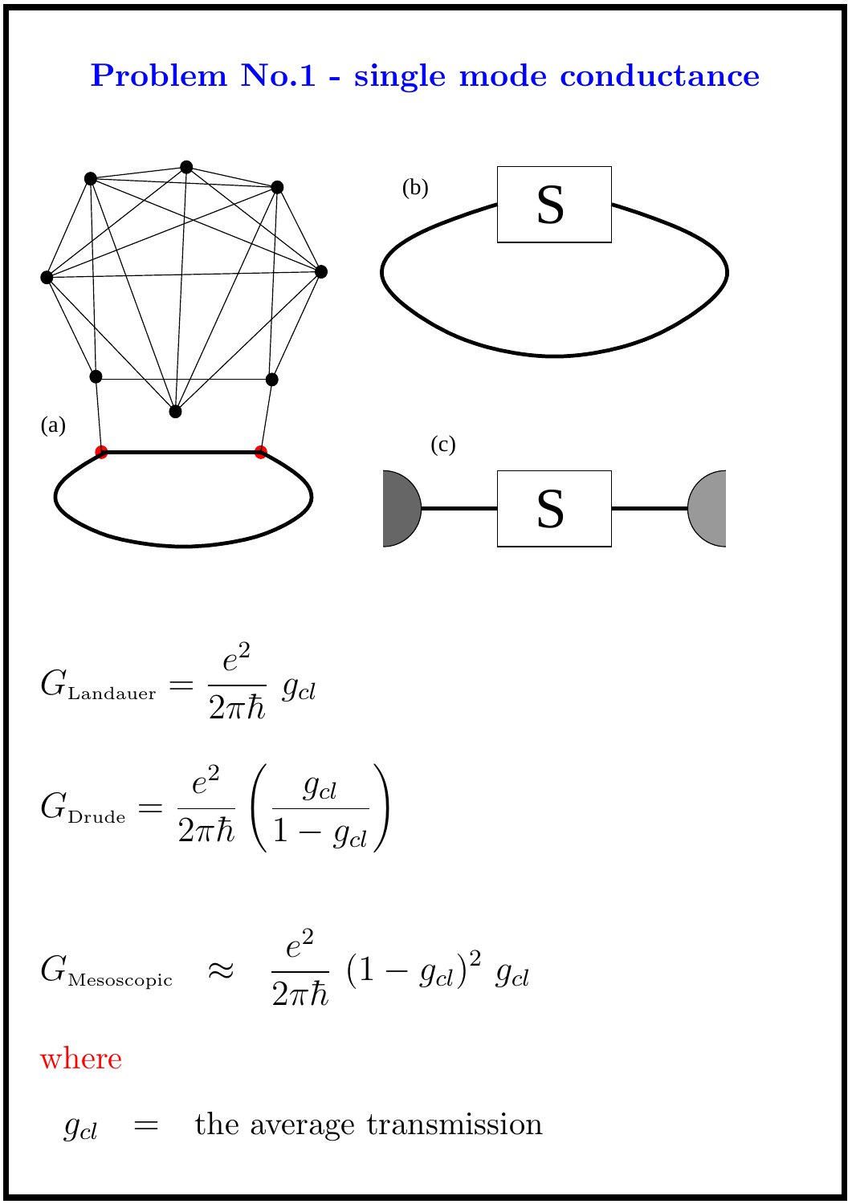# Problem No.1 - single mode conductance

(a)

(b)

(c)

$$G_{\text{Landauer}} = \frac{e^2}{2\pi\hbar}\; g_{cl}$$

$$G_{\text{Drude}} = \frac{e^2}{2\pi\hbar}\left(\frac{g_{cl}}{1-g_{cl}}\right)$$

$$G_{\text{Mesoscopic}} \quad \approx \quad \frac{e^2}{2\pi\hbar}\;(1-g_{cl})^2\; g_{cl}$$

where

$g_{cl} \quad = \quad$ the average transmission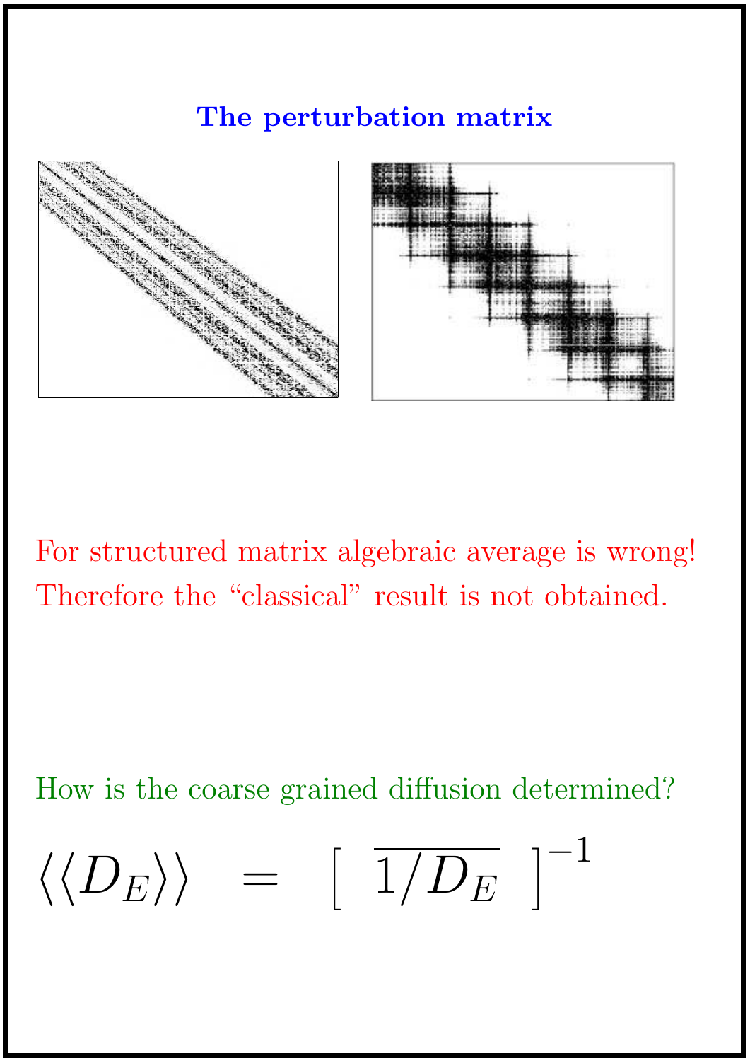## The perturbation matrix

For structured matrix algebraic average is wrong!
Therefore the "classical" result is not obtained.

How is the coarse grained diffusion determined?

$$\langle\langle D_E \rangle\rangle \;=\; \left[\; \overline{1/D_E} \;\right]^{-1}$$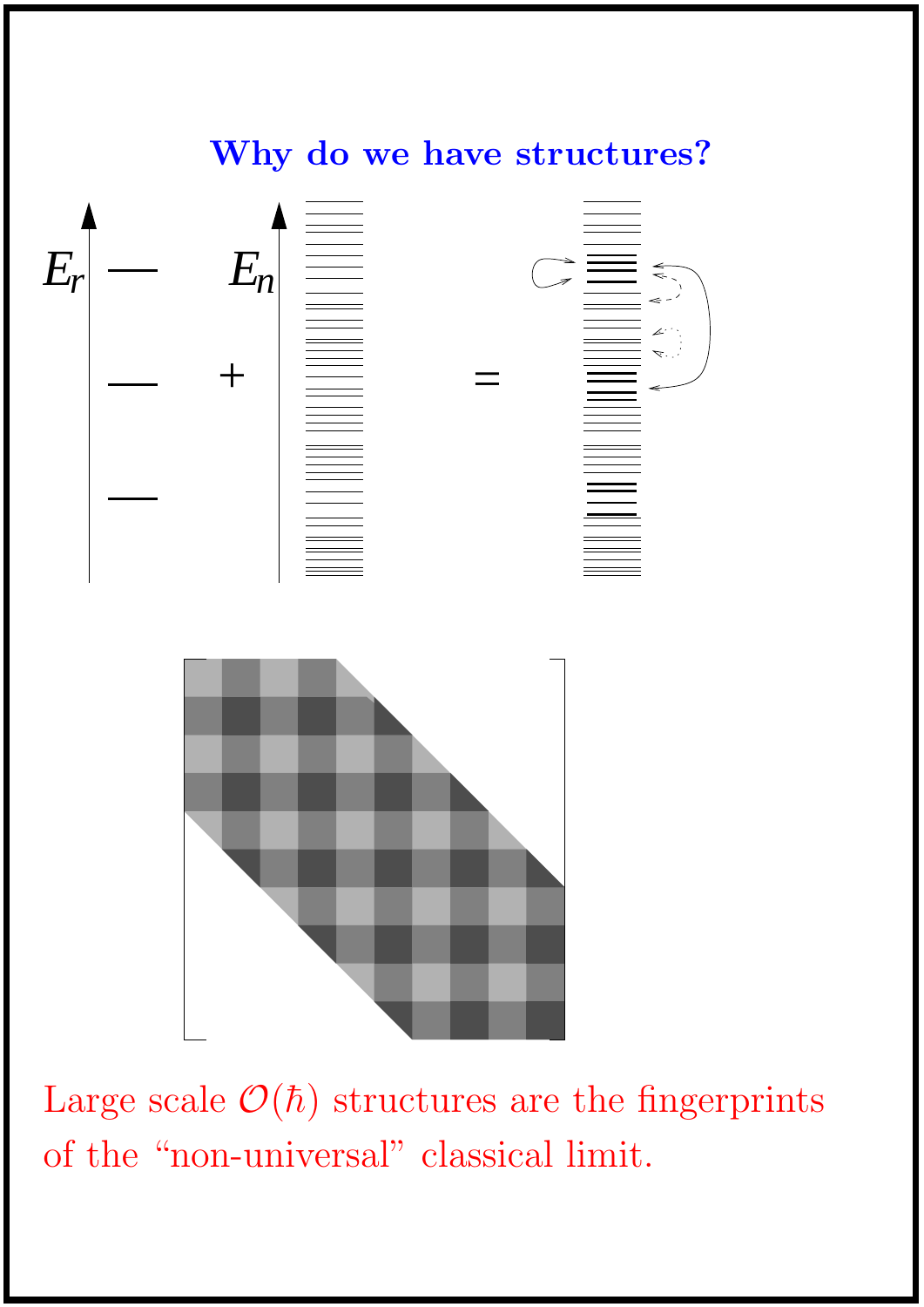## Why do we have structures?

$E_r$ + $E_n$ =

Large scale $\mathcal{O}(\hbar)$ structures are the fingerprints of the "non-universal" classical limit.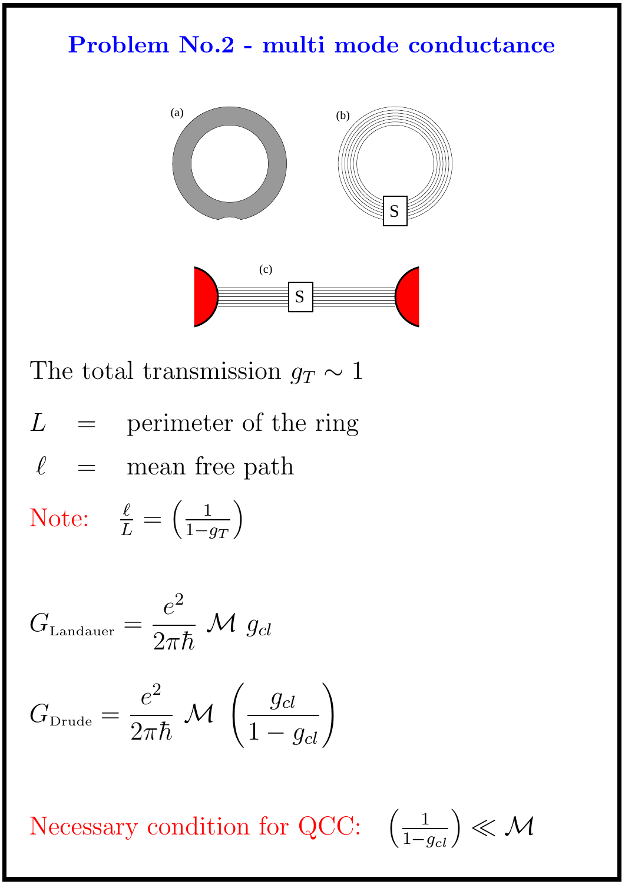# Problem No.2 - multi mode conductance

(a) (b) (c)

S

S

The total transmission $g_T \sim 1$

$$L \quad = \quad \text{perimeter of the ring}$$

$$\ell \quad = \quad \text{mean free path}$$

Note: $\frac{\ell}{L} = \left(\frac{1}{1-g_T}\right)$

$$G_{\text{Landauer}} = \frac{e^2}{2\pi\hbar}\ \mathcal{M}\ g_{cl}$$

$$G_{\text{Drude}} = \frac{e^2}{2\pi\hbar}\ \mathcal{M}\ \left(\frac{g_{cl}}{1-g_{cl}}\right)$$

Necessary condition for QCC: $\left(\frac{1}{1-g_{cl}}\right) \ll \mathcal{M}$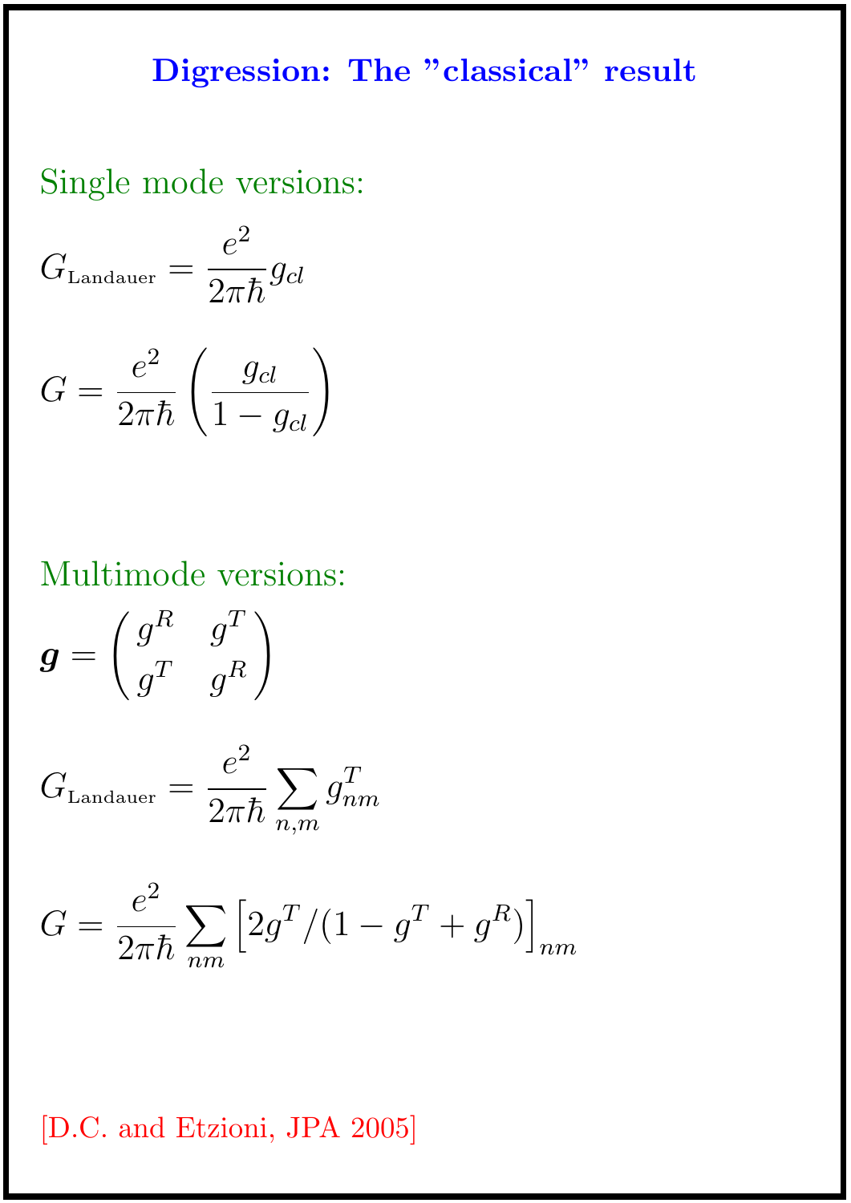# Digression: The "classical" result

Single mode versions:

$$G_{\text{Landauer}} = \frac{e^2}{2\pi\hbar} g_{cl}$$

$$G = \frac{e^2}{2\pi\hbar} \left( \frac{g_{cl}}{1 - g_{cl}} \right)$$

Multimode versions:

$$\boldsymbol{g} = \begin{pmatrix} g^R & g^T \\ g^T & g^R \end{pmatrix}$$

$$G_{\text{Landauer}} = \frac{e^2}{2\pi\hbar} \sum_{n,m} g^T_{nm}$$

$$G = \frac{e^2}{2\pi\hbar} \sum_{nm} \left[ 2g^T / (1 - g^T + g^R) \right]_{nm}$$

[D.C. and Etzioni, JPA 2005]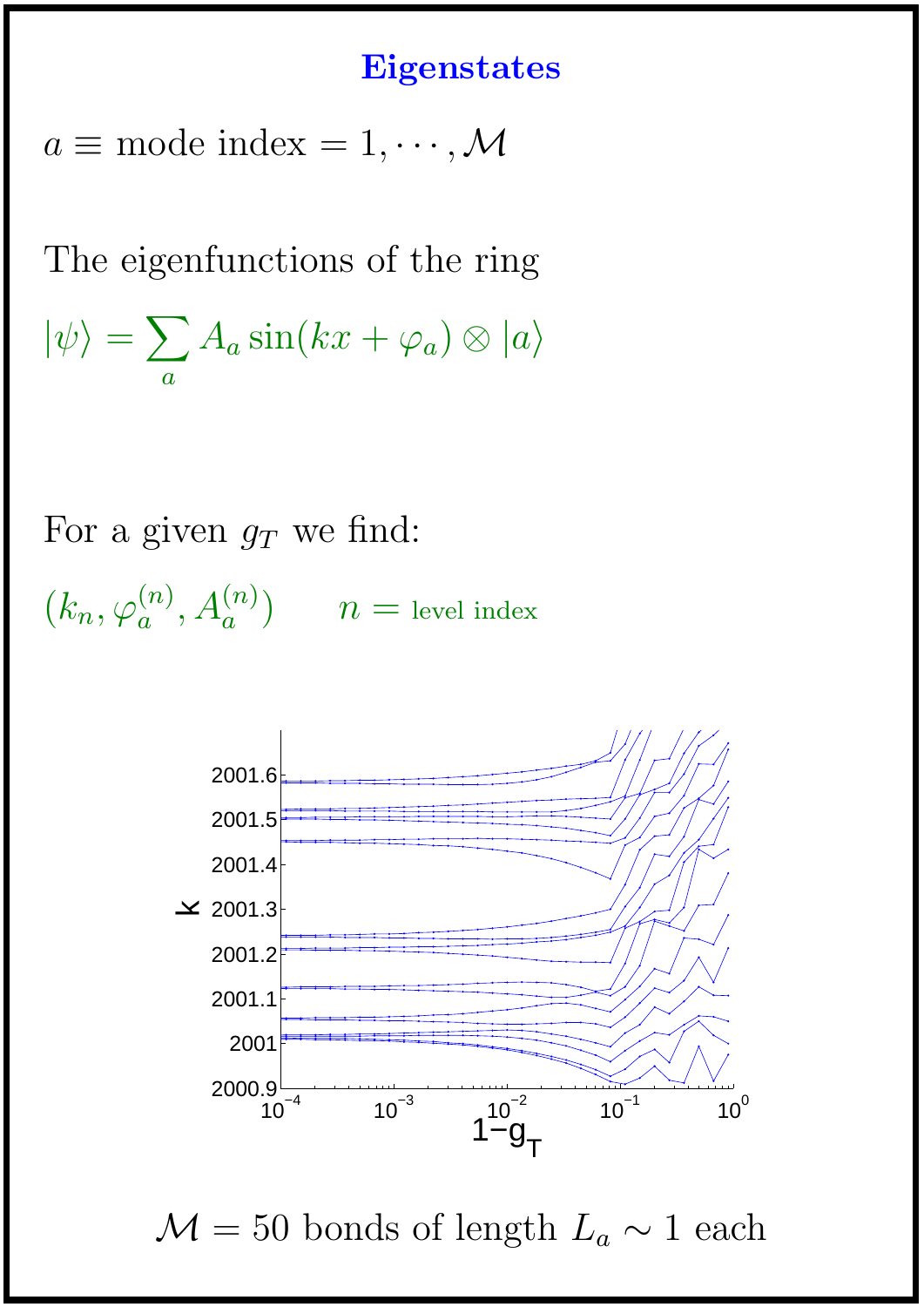# Eigenstates

$a \equiv$ mode index $= 1, \cdots, \mathcal{M}$

The eigenfunctions of the ring

$$|\psi\rangle = \sum_a A_a \sin(kx + \varphi_a) \otimes |a\rangle$$

For a given $g_T$ we find:

$(k_n, \varphi_a^{(n)}, A_a^{(n)})$ $\quad n =$ level index

$\mathcal{M} = 50$ bonds of length $L_a \sim 1$ each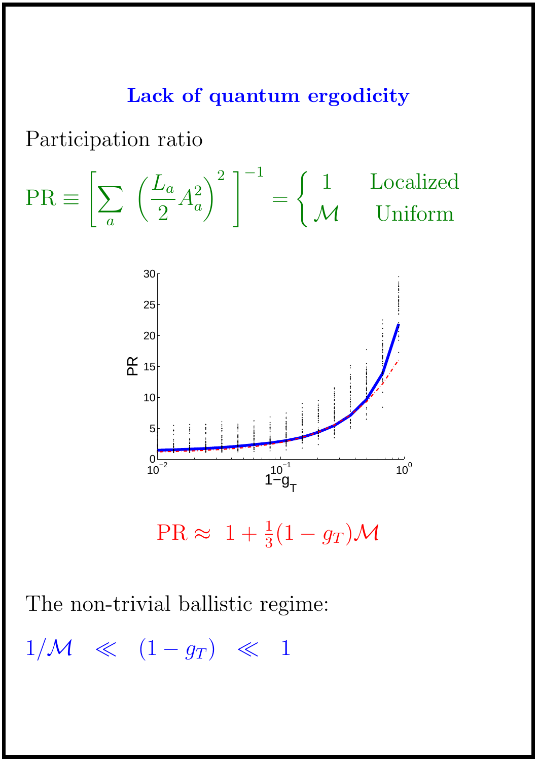# Lack of quantum ergodicity

Participation ratio

$$\mathrm{PR} \equiv \left[ \sum_a \left( \frac{L_a}{2} A_a^2 \right)^2 \right]^{-1} = \begin{cases} 1 & \text{Localized} \\ \mathcal{M} & \text{Uniform} \end{cases}$$

$$\mathrm{PR} \approx 1 + \tfrac{1}{3}(1 - g_T)\mathcal{M}$$

The non-trivial ballistic regime:

$$1/\mathcal{M} \quad \ll \quad (1 - g_T) \quad \ll \quad 1$$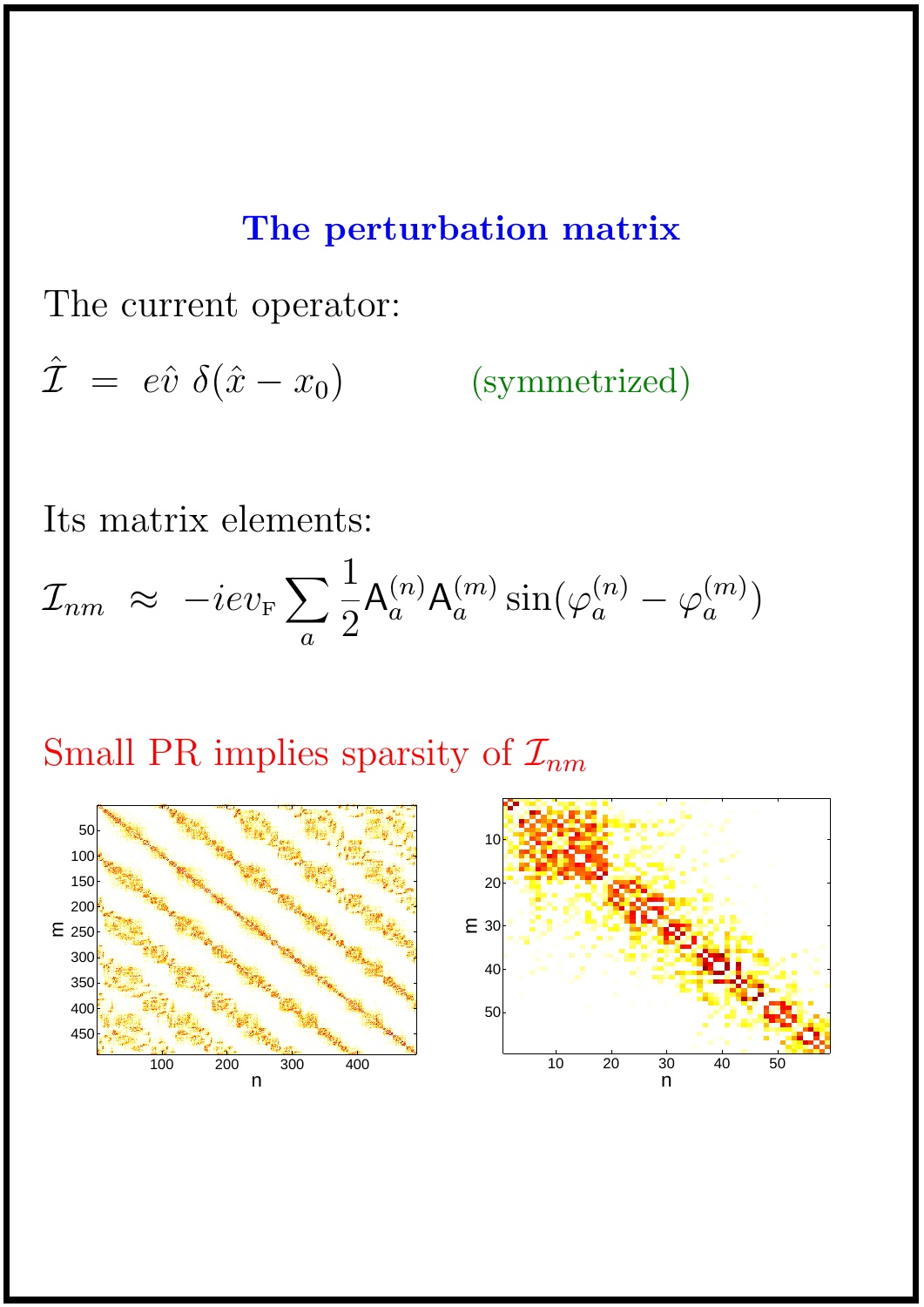## The perturbation matrix

The current operator:

$$\hat{\mathcal{I}} \;=\; e\hat{v}\;\delta(\hat{x}-x_0) \qquad \text{(symmetrized)}$$

Its matrix elements:

$$\mathcal{I}_{nm} \;\approx\; -iev_{\text{F}}\sum_{a}\frac{1}{2}\mathsf{A}_a^{(n)}\mathsf{A}_a^{(m)}\sin(\varphi_a^{(n)}-\varphi_a^{(m)})$$

Small PR implies sparsity of $\mathcal{I}_{nm}$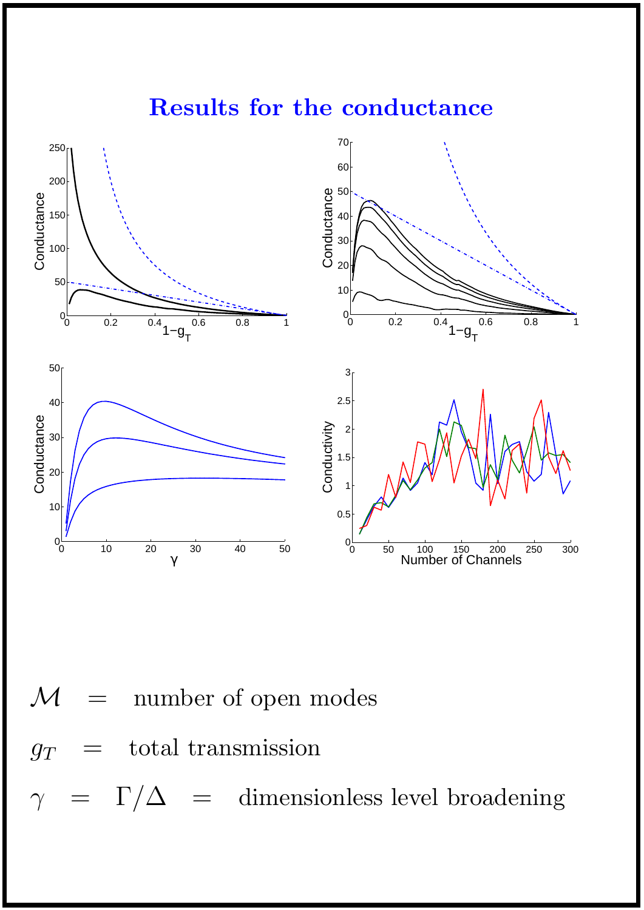# Results for the conductance

$$\mathcal{M} \quad = \quad \text{number of open modes}$$

$$g_T \quad = \quad \text{total transmission}$$

$$\gamma \quad = \quad \Gamma/\Delta \quad = \quad \text{dimensionless level broadening}$$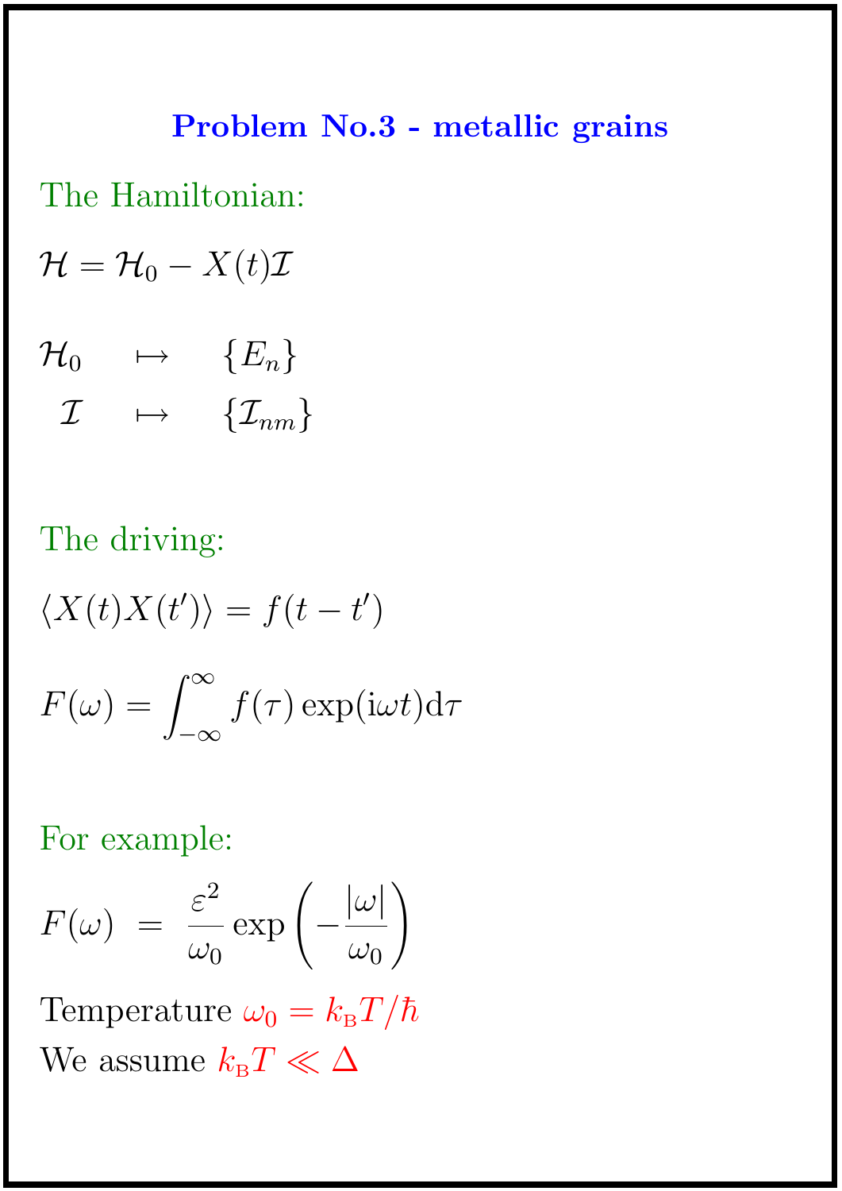# Problem No.3 - metallic grains

The Hamiltonian:

$$\mathcal{H} = \mathcal{H}_0 - X(t)\mathcal{I}$$

$$\mathcal{H}_0 \quad \mapsto \quad \{E_n\}$$

$$\mathcal{I} \quad \mapsto \quad \{\mathcal{I}_{nm}\}$$

The driving:

$$\langle X(t)X(t')\rangle = f(t-t')$$

$$F(\omega) = \int_{-\infty}^{\infty} f(\tau)\exp(\mathrm{i}\omega t)\mathrm{d}\tau$$

For example:

$$F(\omega) \;=\; \frac{\varepsilon^2}{\omega_0}\exp\left(-\frac{|\omega|}{\omega_0}\right)$$

Temperature $\omega_0 = k_{\mathrm{B}}T/\hbar$

We assume $k_{\mathrm{B}}T \ll \Delta$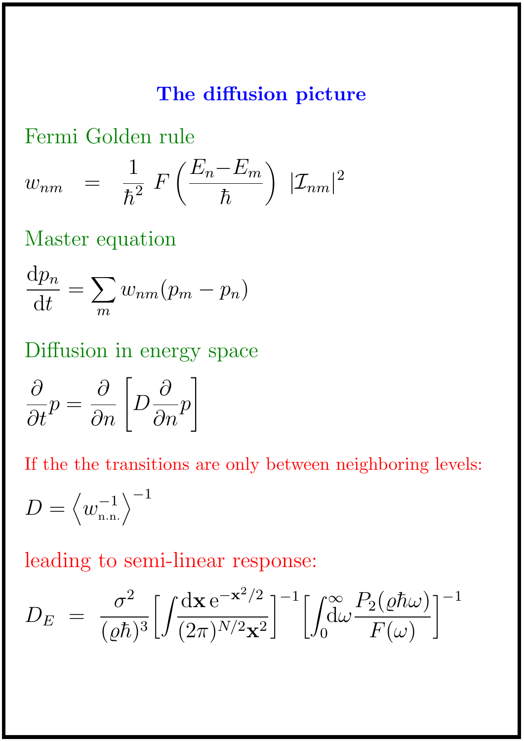# The diffusion picture

Fermi Golden rule

$$w_{nm} \;=\; \frac{1}{\hbar^2}\; F\left(\frac{E_n - E_m}{\hbar}\right)\; |\mathcal{I}_{nm}|^2$$

Master equation

$$\frac{\mathrm{d}p_n}{\mathrm{d}t} = \sum_m w_{nm}(p_m - p_n)$$

Diffusion in energy space

$$\frac{\partial}{\partial t}p = \frac{\partial}{\partial n}\left[D\frac{\partial}{\partial n}p\right]$$

If the the transitions are only between neighboring levels:

$$D = \left\langle w_{\text{n.n.}}^{-1} \right\rangle^{-1}$$

leading to semi-linear response:

$$D_E \;=\; \frac{\sigma^2}{(\varrho\hbar)^3}\left[\int\frac{\mathrm{d}\mathbf{x}\,\mathrm{e}^{-\mathbf{x}^2/2}}{(2\pi)^{N/2}\mathbf{x}^2}\right]^{-1}\left[\int_0^\infty\mathrm{d}\omega\,\frac{P_2(\varrho\hbar\omega)}{F(\omega)}\right]^{-1}$$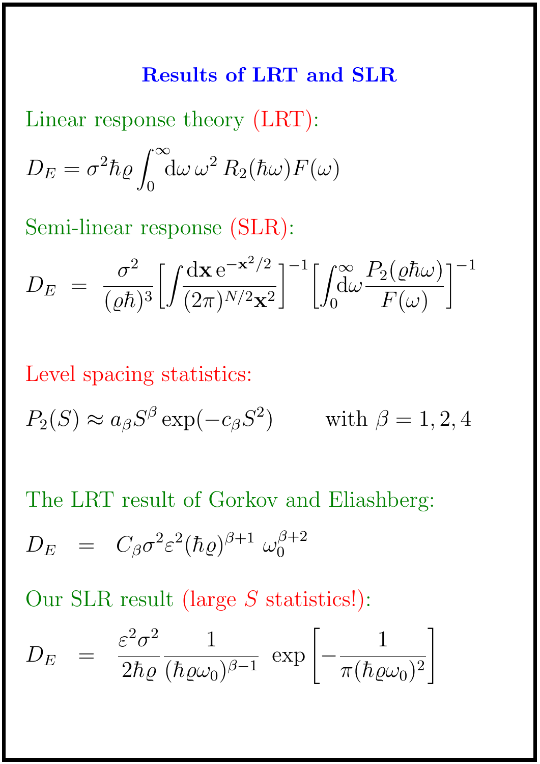## Results of LRT and SLR

Linear response theory (LRT):

$$D_E = \sigma^2 \hbar \varrho \int_0^\infty \mathrm{d}\omega \, \omega^2 \, R_2(\hbar\omega) F(\omega)$$

Semi-linear response (SLR):

$$D_E \;=\; \frac{\sigma^2}{(\varrho\hbar)^3} \Big[ \int \frac{\mathrm{d}\mathbf{x} \, \mathrm{e}^{-\mathbf{x}^2/2}}{(2\pi)^{N/2} \mathbf{x}^2} \Big]^{-1} \Big[ \int_0^\infty \mathrm{d}\omega \frac{P_2(\varrho\hbar\omega)}{F(\omega)} \Big]^{-1}$$

Level spacing statistics:

$$P_2(S) \approx a_\beta S^\beta \exp(-c_\beta S^2) \qquad \text{with } \beta = 1, 2, 4$$

The LRT result of Gorkov and Eliashberg:

$$D_E \;=\; C_\beta \sigma^2 \varepsilon^2 (\hbar\varrho)^{\beta+1} \, \omega_0^{\beta+2}$$

Our SLR result (large $S$ statistics!):

$$D_E \;=\; \frac{\varepsilon^2 \sigma^2}{2\hbar\varrho} \frac{1}{(\hbar\varrho\omega_0)^{\beta-1}} \; \exp\left[ -\frac{1}{\pi(\hbar\varrho\omega_0)^2} \right]$$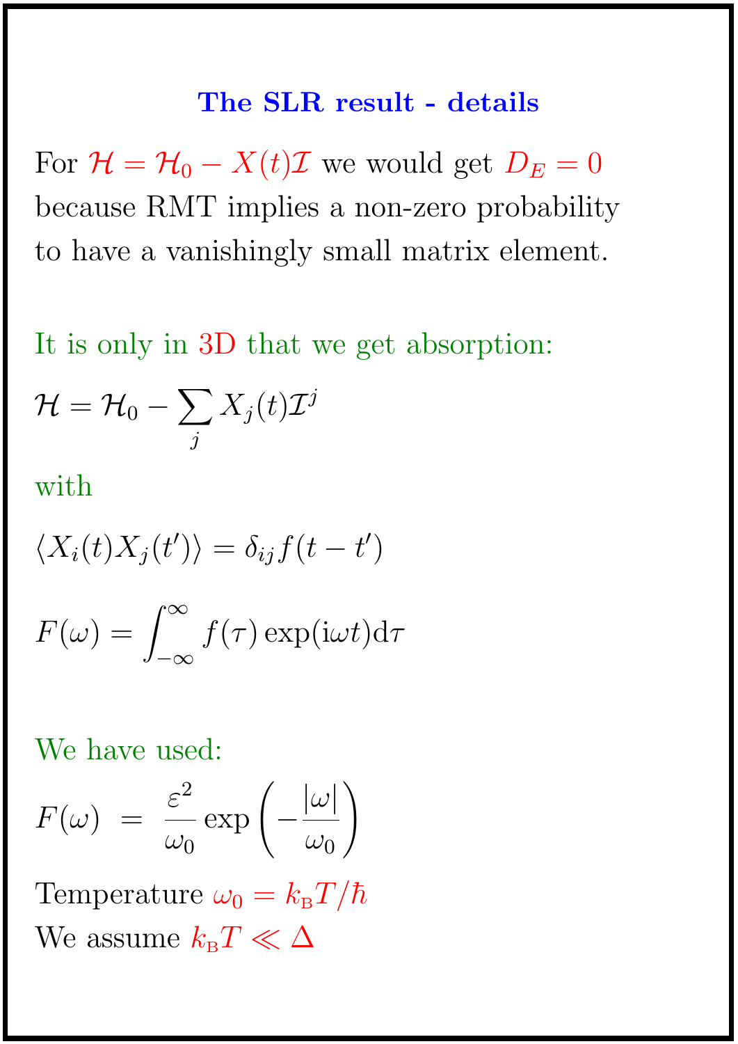## The SLR result - details

For $\mathcal{H} = \mathcal{H}_0 - X(t)\mathcal{I}$ we would get $D_E = 0$ because RMT implies a non-zero probability to have a vanishingly small matrix element.

It is only in 3D that we get absorption:

$$\mathcal{H} = \mathcal{H}_0 - \sum_j X_j(t)\mathcal{I}^j$$

with

$$\langle X_i(t)X_j(t')\rangle = \delta_{ij} f(t-t')$$

$$F(\omega) = \int_{-\infty}^{\infty} f(\tau)\exp(\mathrm{i}\omega t)\mathrm{d}\tau$$

We have used:

$$F(\omega) \;=\; \frac{\varepsilon^2}{\omega_0}\exp\left(-\frac{|\omega|}{\omega_0}\right)$$

Temperature $\omega_0 = k_{\mathrm{B}}T/\hbar$

We assume $k_{\mathrm{B}}T \ll \Delta$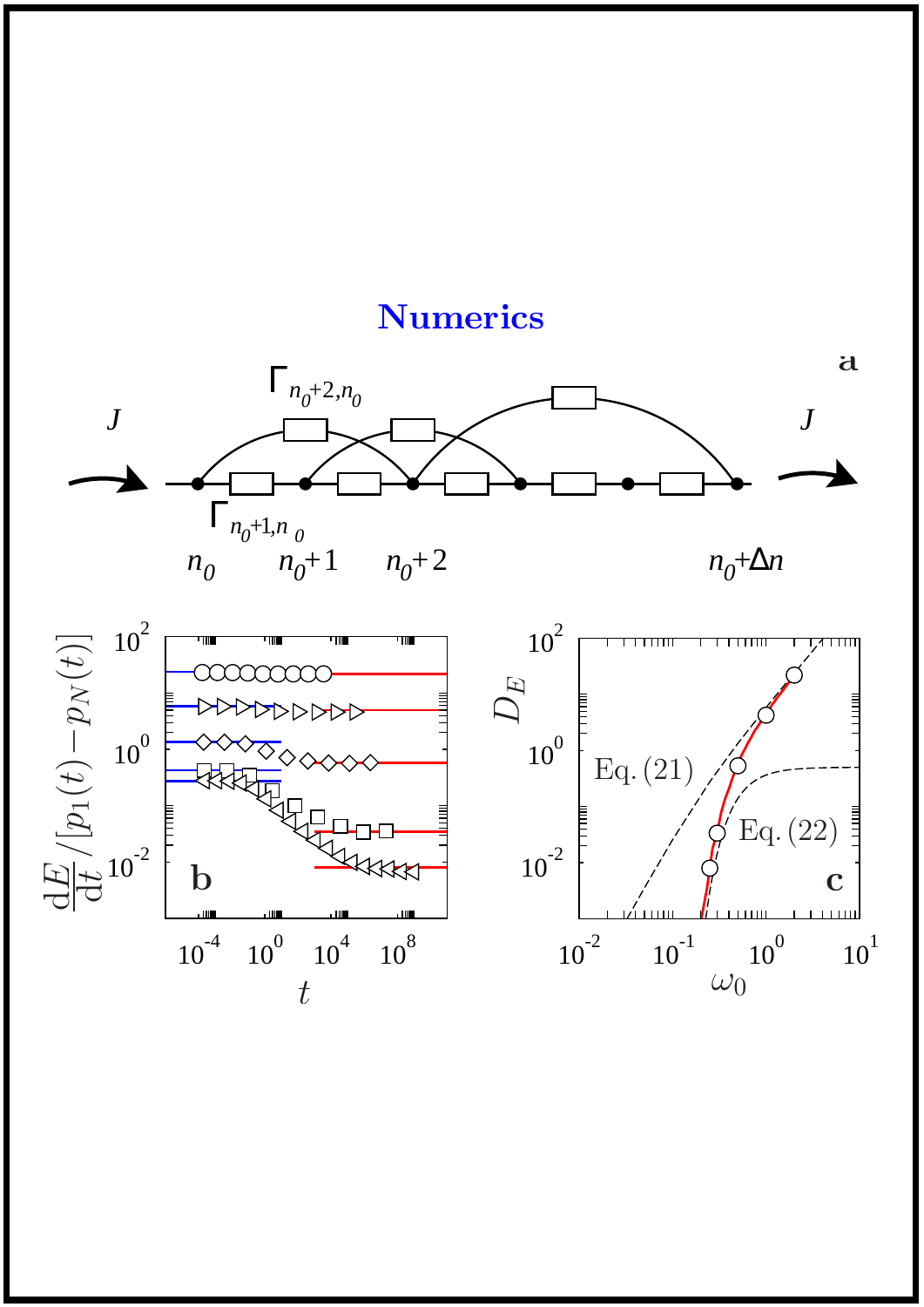**Numerics**

a

$J$

$J$

$\Gamma_{n_0+2,n_0}$

$\Gamma_{n_0+1,n_0}$

$n_0$

$n_0+1$

$n_0+2$

$n_0+\Delta n$

b

$\frac{\mathrm{d}E}{\mathrm{d}t}/[p_1(t)-p_N(t)]$

$10^2$

$10^0$

$10^{-2}$

$10^{-4}$

$10^0$

$10^4$

$10^8$

$t$

c

$D_E$

$10^2$

$10^0$

$10^{-2}$

Eq. (21)

Eq. (22)

$10^{-2}$

$10^{-1}$

$10^0$

$10^1$

$\omega_0$